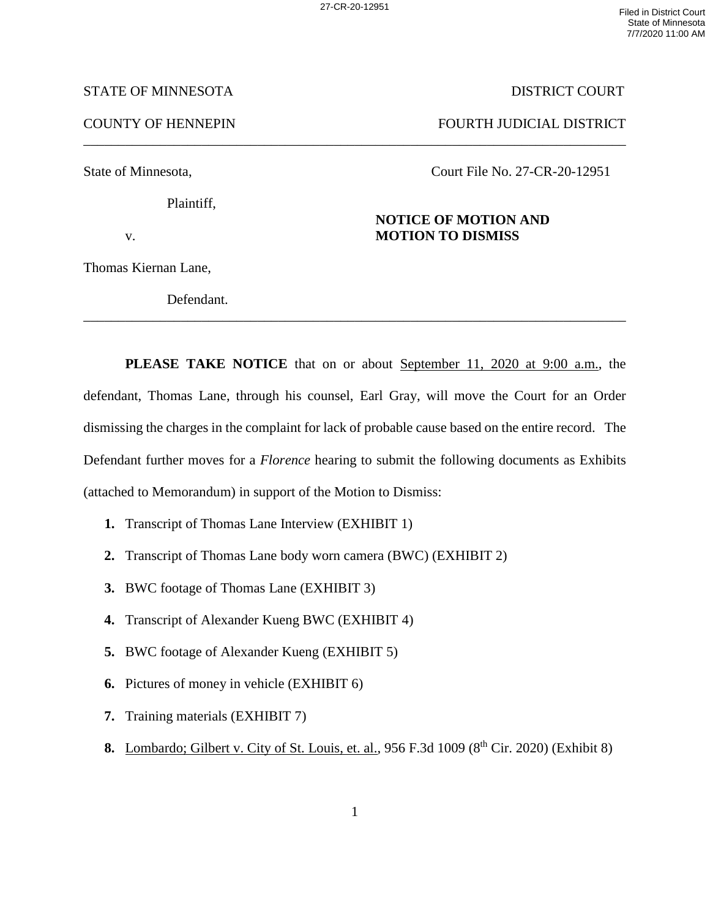STATE OF MINNESOTA — DISTRICT COURT

COUNTY OF HENNEPIN — FOURTH JUDICIAL DISTRICT

---

State of Minnesota,

Plaintiff,

v.

Thomas Kiernan Lane,

Defendant.

Court File No. 27-CR-20-12951

**NOTICE OF MOTION AND MOTION TO DISMISS**

---

**PLEASE TAKE NOTICE** that on or about September 11, 2020 at 9:00 a.m., the defendant, Thomas Lane, through his counsel, Earl Gray, will move the Court for an Order dismissing the charges in the complaint for lack of probable cause based on the entire record. The Defendant further moves for a *Florence* hearing to submit the following documents as Exhibits (attached to Memorandum) in support of the Motion to Dismiss:

1. Transcript of Thomas Lane Interview (EXHIBIT 1)
2. Transcript of Thomas Lane body worn camera (BWC) (EXHIBIT 2)
3. BWC footage of Thomas Lane (EXHIBIT 3)
4. Transcript of Alexander Kueng BWC (EXHIBIT 4)
5. BWC footage of Alexander Kueng (EXHIBIT 5)
6. Pictures of money in vehicle (EXHIBIT 6)
7. Training materials (EXHIBIT 7)
8. Lombardo; Gilbert v. City of St. Louis, et. al., 956 F.3d 1009 (8th Cir. 2020) (Exhibit 8)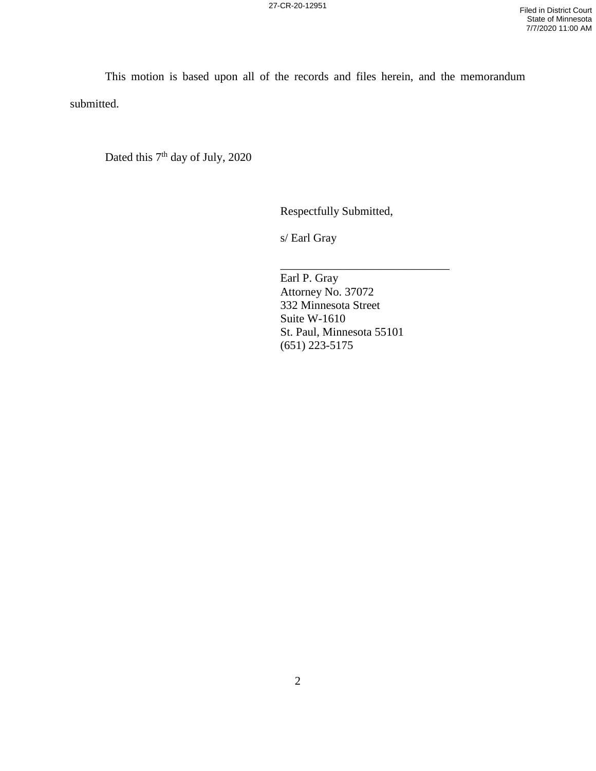This motion is based upon all of the records and files herein, and the memorandum submitted.

Dated this 7th day of July, 2020

Respectfully Submitted,

s/ Earl Gray

______________________________

Earl P. Gray
Attorney No. 37072
332 Minnesota Street
Suite W-1610
St. Paul, Minnesota 55101
(651) 223-5175